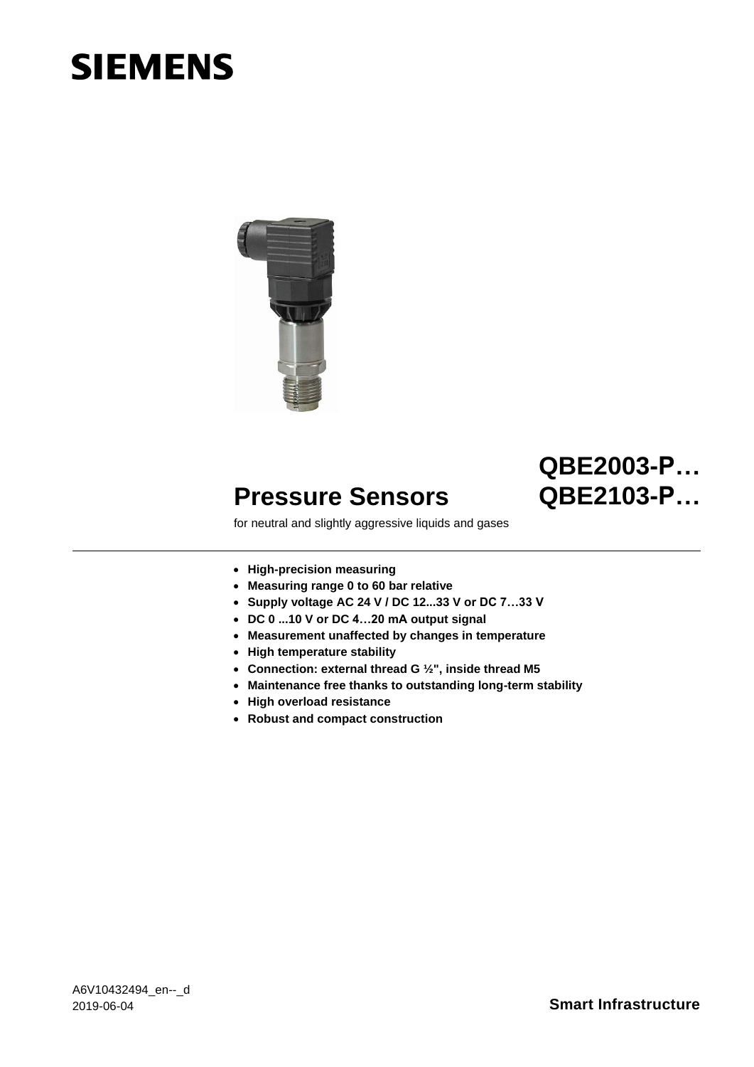SIEMENS

# Pressure Sensors

# QBE2003-P…
# QBE2103-P…

for neutral and slightly aggressive liquids and gases

- **High-precision measuring**
- **Measuring range 0 to 60 bar relative**
- **Supply voltage AC 24 V / DC 12...33 V or DC 7…33 V**
- **DC 0 ...10 V or DC 4…20 mA output signal**
- **Measurement unaffected by changes in temperature**
- **High temperature stability**
- **Connection: external thread G ½", inside thread M5**
- **Maintenance free thanks to outstanding long-term stability**
- **High overload resistance**
- **Robust and compact construction**

A6V10432494_en--_d
2019-06-04

**Smart Infrastructure**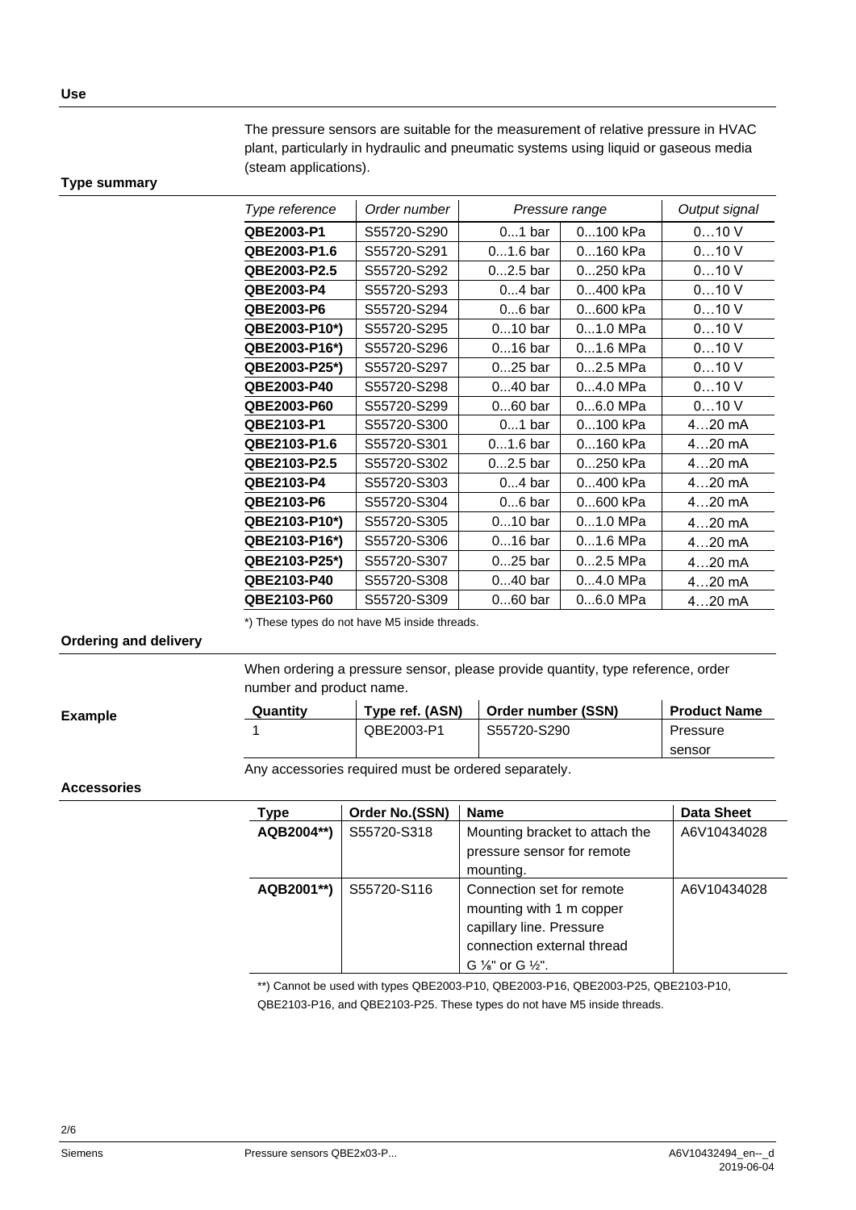## Use

The pressure sensors are suitable for the measurement of relative pressure in HVAC plant, particularly in hydraulic and pneumatic systems using liquid or gaseous media (steam applications).

## Type summary

| *Type reference* | *Order number* | *Pressure range* | | *Output signal* |
|---|---|---|---|---|
| **QBE2003-P1** | S55720-S290 | 0...1 bar | 0...100 kPa | 0…10 V |
| **QBE2003-P1.6** | S55720-S291 | 0...1.6 bar | 0...160 kPa | 0…10 V |
| **QBE2003-P2.5** | S55720-S292 | 0...2.5 bar | 0...250 kPa | 0…10 V |
| **QBE2003-P4** | S55720-S293 | 0...4 bar | 0...400 kPa | 0…10 V |
| **QBE2003-P6** | S55720-S294 | 0...6 bar | 0...600 kPa | 0…10 V |
| **QBE2003-P10*)** | S55720-S295 | 0...10 bar | 0...1.0 MPa | 0…10 V |
| **QBE2003-P16*)** | S55720-S296 | 0...16 bar | 0...1.6 MPa | 0…10 V |
| **QBE2003-P25*)** | S55720-S297 | 0...25 bar | 0...2.5 MPa | 0…10 V |
| **QBE2003-P40** | S55720-S298 | 0...40 bar | 0...4.0 MPa | 0…10 V |
| **QBE2003-P60** | S55720-S299 | 0...60 bar | 0...6.0 MPa | 0…10 V |
| **QBE2103-P1** | S55720-S300 | 0...1 bar | 0...100 kPa | 4…20 mA |
| **QBE2103-P1.6** | S55720-S301 | 0...1.6 bar | 0...160 kPa | 4…20 mA |
| **QBE2103-P2.5** | S55720-S302 | 0...2.5 bar | 0...250 kPa | 4…20 mA |
| **QBE2103-P4** | S55720-S303 | 0...4 bar | 0...400 kPa | 4…20 mA |
| **QBE2103-P6** | S55720-S304 | 0...6 bar | 0...600 kPa | 4…20 mA |
| **QBE2103-P10*)** | S55720-S305 | 0...10 bar | 0...1.0 MPa | 4…20 mA |
| **QBE2103-P16*)** | S55720-S306 | 0...16 bar | 0...1.6 MPa | 4…20 mA |
| **QBE2103-P25*)** | S55720-S307 | 0...25 bar | 0...2.5 MPa | 4…20 mA |
| **QBE2103-P40** | S55720-S308 | 0...40 bar | 0...4.0 MPa | 4…20 mA |
| **QBE2103-P60** | S55720-S309 | 0...60 bar | 0...6.0 MPa | 4…20 mA |

*) These types do not have M5 inside threads.

## Ordering and delivery

When ordering a pressure sensor, please provide quantity, type reference, order number and product name.

**Example**

| Quantity | Type ref. (ASN) | Order number (SSN) | Product Name |
|---|---|---|---|
| 1 | QBE2003-P1 | S55720-S290 | Pressure sensor |

Any accessories required must be ordered separately.

## Accessories

| Type | Order No.(SSN) | Name | Data Sheet |
|---|---|---|---|
| **AQB2004**)** | S55720-S318 | Mounting bracket to attach the pressure sensor for remote mounting. | A6V10434028 |
| **AQB2001**)** | S55720-S116 | Connection set for remote mounting with 1 m copper capillary line. Pressure connection external thread G ⅛" or G ½". | A6V10434028 |

**) Cannot be used with types QBE2003-P10, QBE2003-P16, QBE2003-P25, QBE2103-P10, QBE2103-P16, and QBE2103-P25. These types do not have M5 inside threads.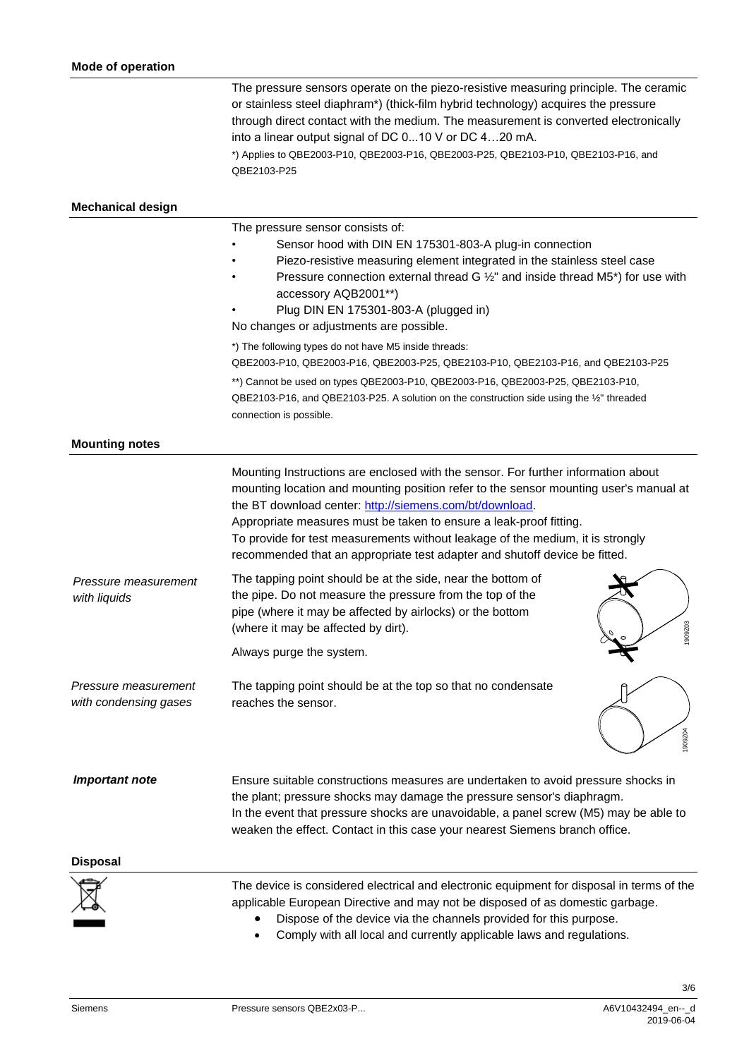## Mode of operation

The pressure sensors operate on the piezo-resistive measuring principle. The ceramic or stainless steel diaphram*) (thick-film hybrid technology) acquires the pressure through direct contact with the medium. The measurement is converted electronically into a linear output signal of DC 0...10 V or DC 4…20 mA.

*) Applies to QBE2003-P10, QBE2003-P16, QBE2003-P25, QBE2103-P10, QBE2103-P16, and QBE2103-P25

## Mechanical design

The pressure sensor consists of:

- Sensor hood with DIN EN 175301-803-A plug-in connection
- Piezo-resistive measuring element integrated in the stainless steel case
- Pressure connection external thread G ½" and inside thread M5*) for use with accessory AQB2001**)
- Plug DIN EN 175301-803-A (plugged in)

No changes or adjustments are possible.

*) The following types do not have M5 inside threads:
QBE2003-P10, QBE2003-P16, QBE2003-P25, QBE2103-P10, QBE2103-P16, and QBE2103-P25

**) Cannot be used on types QBE2003-P10, QBE2003-P16, QBE2003-P25, QBE2103-P10, QBE2103-P16, and QBE2103-P25. A solution on the construction side using the ½" threaded connection is possible.

## Mounting notes

Mounting Instructions are enclosed with the sensor. For further information about mounting location and mounting position refer to the sensor mounting user's manual at the BT download center: http://siemens.com/bt/download.
Appropriate measures must be taken to ensure a leak-proof fitting.
To provide for test measurements without leakage of the medium, it is strongly recommended that an appropriate test adapter and shutoff device be fitted.

*Pressure measurement with liquids*

The tapping point should be at the side, near the bottom of the pipe. Do not measure the pressure from the top of the pipe (where it may be affected by airlocks) or the bottom (where it may be affected by dirt).

Always purge the system.

*Pressure measurement with condensing gases*

The tapping point should be at the top so that no condensate reaches the sensor.

***Important note***

Ensure suitable constructions measures are undertaken to avoid pressure shocks in the plant; pressure shocks may damage the pressure sensor's diaphragm.
In the event that pressure shocks are unavoidable, a panel screw (M5) may be able to weaken the effect. Contact in this case your nearest Siemens branch office.

## Disposal

The device is considered electrical and electronic equipment for disposal in terms of the applicable European Directive and may not be disposed of as domestic garbage.

- Dispose of the device via the channels provided for this purpose.
- Comply with all local and currently applicable laws and regulations.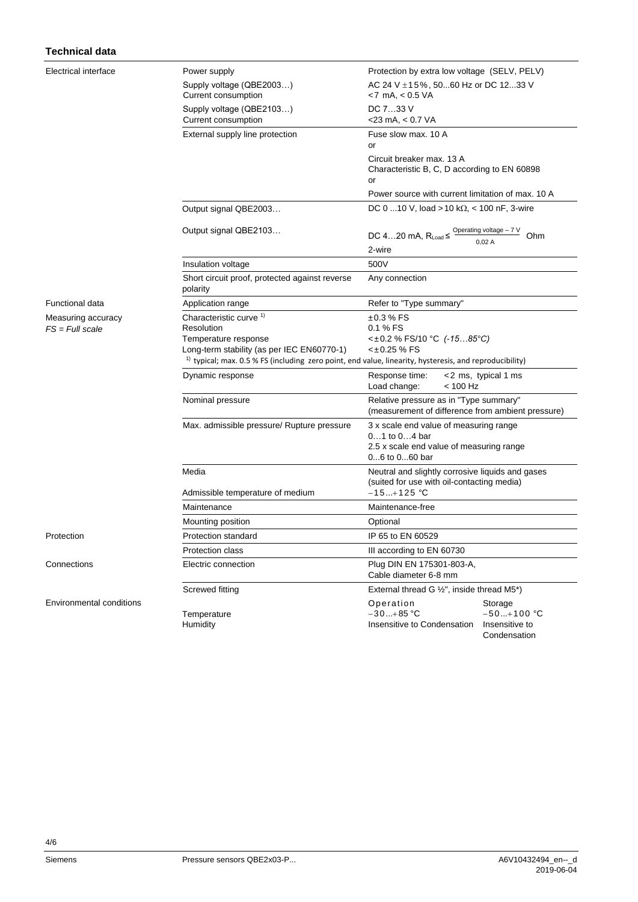## Technical data

| | | |
|---|---|---|
| Electrical interface | Power supply | Protection by extra low voltage (SELV, PELV) |
| | Supply voltage (QBE2003…)<br>Current consumption | AC 24 V ±15%, 50...60 Hz or DC 12...33 V<br><7 mA, < 0.5 VA |
| | Supply voltage (QBE2103…)<br>Current consumption | DC 7…33 V<br><23 mA, < 0.7 VA |
| | External supply line protection | Fuse slow max. 10 A<br>or<br>Circuit breaker max. 13 A<br>Characteristic B, C, D according to EN 60898<br>or<br>Power source with current limitation of max. 10 A |
| | Output signal QBE2003… | DC 0 ...10 V, load > 10 kΩ, < 100 nF, 3-wire |
| | Output signal QBE2103… | DC 4…20 mA, $R_{Load} \leq \frac{\text{Operating voltage} - 7\text{ V}}{0{,}02\text{ A}}$ Ohm<br>2-wire |
| | Insulation voltage | 500V |
| | Short circuit proof, protected against reverse polarity | Any connection |
| Functional data | Application range | Refer to "Type summary" |
| Measuring accuracy<br>*FS = Full scale* | Characteristic curve [1)]<br>Resolution<br>Temperature response<br>Long-term stability (as per IEC EN60770-1) | ±0.3 % FS<br>0.1 % FS<br><±0.2 % FS/10 °C *(-15…85°C)*<br><±0.25 % FS |
| | [1)] typical; max. 0.5 % FS (including zero point, end value, linearity, hysteresis, and reproducibility) | |
| | Dynamic response | Response time: <2 ms, typical 1 ms<br>Load change: < 100 Hz |
| | Nominal pressure | Relative pressure as in "Type summary"<br>(measurement of difference from ambient pressure) |
| | Max. admissible pressure/ Rupture pressure | 3 x scale end value of measuring range<br>0…1 to 0…4 bar<br>2.5 x scale end value of measuring range<br>0...6 to 0...60 bar |
| | Media<br><br>Admissible temperature of medium | Neutral and slightly corrosive liquids and gases<br>(suited for use with oil-contacting media)<br>−15...+125 °C |
| | Maintenance | Maintenance-free |
| | Mounting position | Optional |
| Protection | Protection standard | IP 65 to EN 60529 |
| | Protection class | III according to EN 60730 |
| Connections | Electric connection | Plug DIN EN 175301-803-A,<br>Cable diameter 6-8 mm |
| | Screwed fitting | External thread G ½", inside thread M5*) |

| Environmental conditions | | Operation | Storage |
|---|---|---|---|
| | Temperature | −30...+85 °C | −50...+100 °C |
| | Humidity | Insensitive to Condensation | Insensitive to Condensation |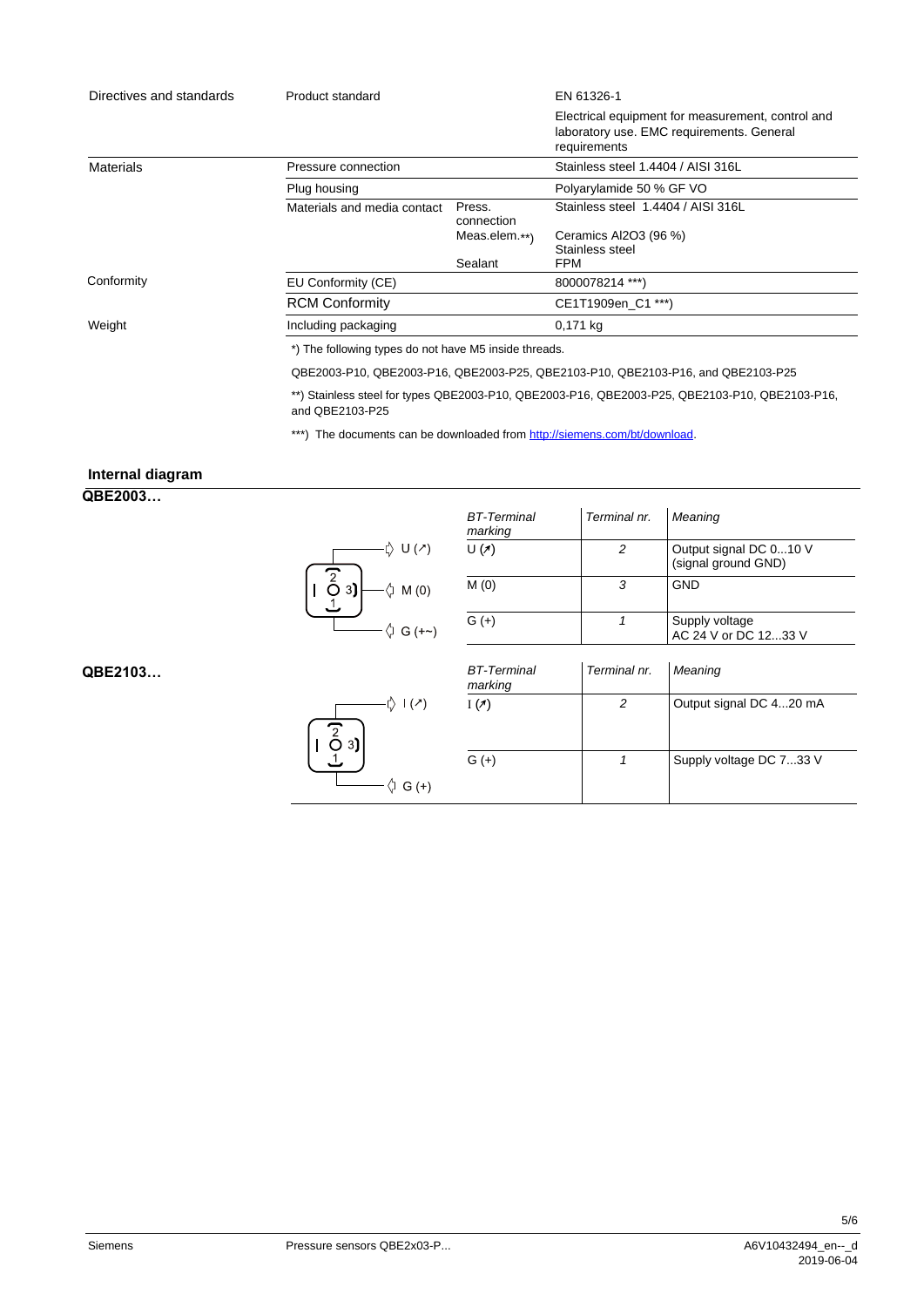| | | | |
|---|---|---|---|
| Directives and standards | Product standard | | EN 61326-1<br>Electrical equipment for measurement, control and laboratory use. EMC requirements. General requirements |
| Materials | Pressure connection | | Stainless steel 1.4404 / AISI 316L |
| | Plug housing | | Polyarylamide 50 % GF VO |
| | Materials and media contact | Press. connection | Stainless steel 1.4404 / AISI 316L |
| | | Meas.elem.**) | Ceramics $Al_2O_3$ (96 %)<br>Stainless steel |
| | | Sealant | FPM |
| Conformity | EU Conformity (CE) | | 8000078214 ***) |
| | RCM Conformity | | CE1T1909en_C1 ***) |
| Weight | Including packaging | | 0,171 kg |

*) The following types do not have M5 inside threads.

QBE2003-P10, QBE2003-P16, QBE2003-P25, QBE2103-P10, QBE2103-P16, and QBE2103-P25

**) Stainless steel for types QBE2003-P10, QBE2003-P16, QBE2003-P25, QBE2103-P10, QBE2103-P16, and QBE2103-P25

***) The documents can be downloaded from http://siemens.com/bt/download.

## Internal diagram

### QBE2003…

| *BT-Terminal marking* | *Terminal nr.* | *Meaning* |
|---|---|---|
| U (↗) | *2* | Output signal DC 0...10 V (signal ground GND) |
| M (0) | *3* | GND |
| G (+) | *1* | Supply voltage AC 24 V or DC 12...33 V |

### QBE2103…

| *BT-Terminal marking* | *Terminal nr.* | *Meaning* |
|---|---|---|
| I (↗) | *2* | Output signal DC 4...20 mA |
| G (+) | *1* | Supply voltage DC 7...33 V |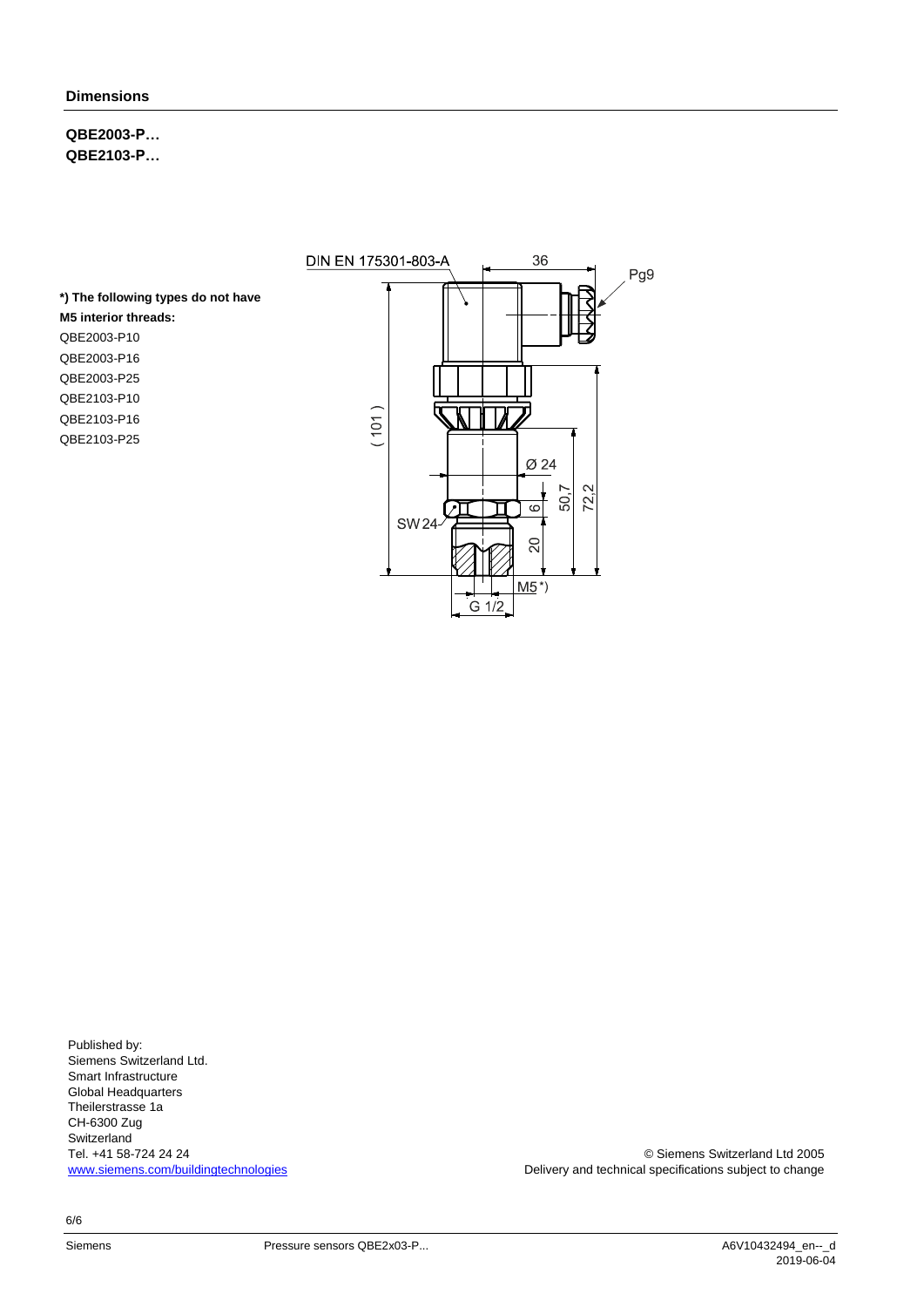## Dimensions

**QBE2003-P…**
**QBE2103-P…**

**\*) The following types do not have M5 interior threads:**

QBE2003-P10
QBE2003-P16
QBE2003-P25
QBE2103-P10
QBE2103-P16
QBE2103-P25

DIN EN 175301-803-A
36
Pg9
(101)
Ø 24
50,7
72,2
6
20
SW 24
M5 *)
G 1/2

Published by:
Siemens Switzerland Ltd.
Smart Infrastructure
Global Headquarters
Theilerstrasse 1a
CH-6300 Zug
Switzerland
Tel. +41 58-724 24 24
www.siemens.com/buildingtechnologies

© Siemens Switzerland Ltd 2005
Delivery and technical specifications subject to change